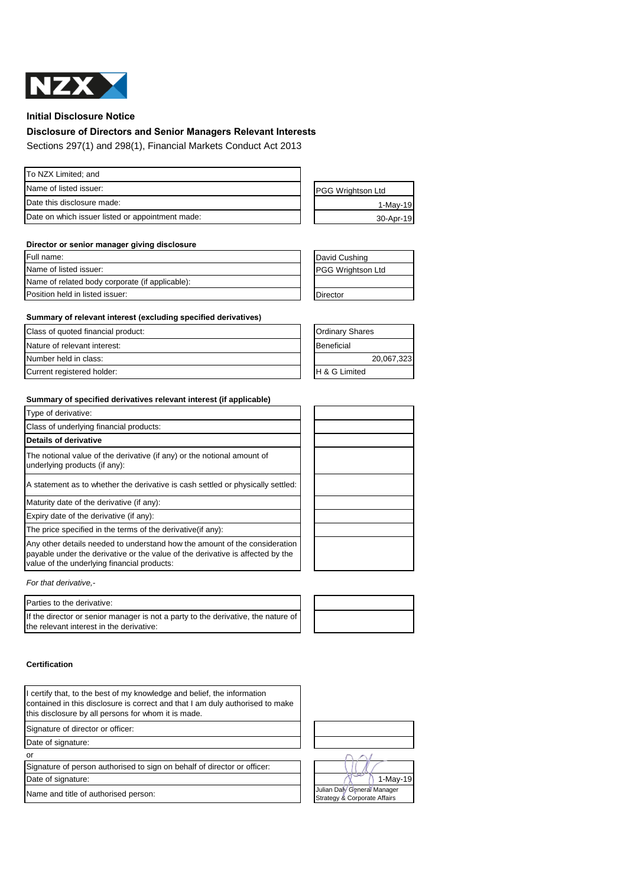NZX

## Initial Disclosure Notice

### Disclosure of Directors and Senior Managers Relevant Interests

Sections 297(1) and 298(1), Financial Markets Conduct Act 2013

| | |
|---|---|
| To NZX Limited; and | |
| Name of listed issuer: | PGG Wrightson Ltd |
| Date this disclosure made: | 1-May-19 |
| Date on which issuer listed or appointment made: | 30-Apr-19 |

**Director or senior manager giving disclosure**

| | |
|---|---|
| Full name: | David Cushing |
| Name of listed issuer: | PGG Wrightson Ltd |
| Name of related body corporate (if applicable): | |
| Position held in listed issuer: | Director |

**Summary of relevant interest (excluding specified derivatives)**

| | |
|---|---|
| Class of quoted financial product: | Ordinary Shares |
| Nature of relevant interest: | Beneficial |
| Number held in class: | 20,067,323 |
| Current registered holder: | H & G Limited |

**Summary of specified derivatives relevant interest (if applicable)**

| | |
|---|---|
| Type of derivative: | |
| Class of underlying financial products: | |
| **Details of derivative** | |
| The notional value of the derivative (if any) or the notional amount of underlying products (if any): | |
| A statement as to whether the derivative is cash settled or physically settled: | |
| Maturity date of the derivative (if any): | |
| Expiry date of the derivative (if any): | |
| The price specified in the terms of the derivative(if any): | |
| Any other details needed to understand how the amount of the consideration payable under the derivative or the value of the derivative is affected by the value of the underlying financial products: | |

*For that derivative,-*

| | |
|---|---|
| Parties to the derivative: | |
| If the director or senior manager is not a party to the derivative, the nature of the relevant interest in the derivative: | |

**Certification**

I certify that, to the best of my knowledge and belief, the information contained in this disclosure is correct and that I am duly authorised to make this disclosure by all persons for whom it is made.

| | |
|---|---|
| Signature of director or officer: | |
| Date of signature: | |

or

| | |
|---|---|
| Signature of person authorised to sign on behalf of director or officer: | [signature] |
| Date of signature: | 1-May-19 |
| Name and title of authorised person: | Julian Daly General Manager Strategy & Corporate Affairs |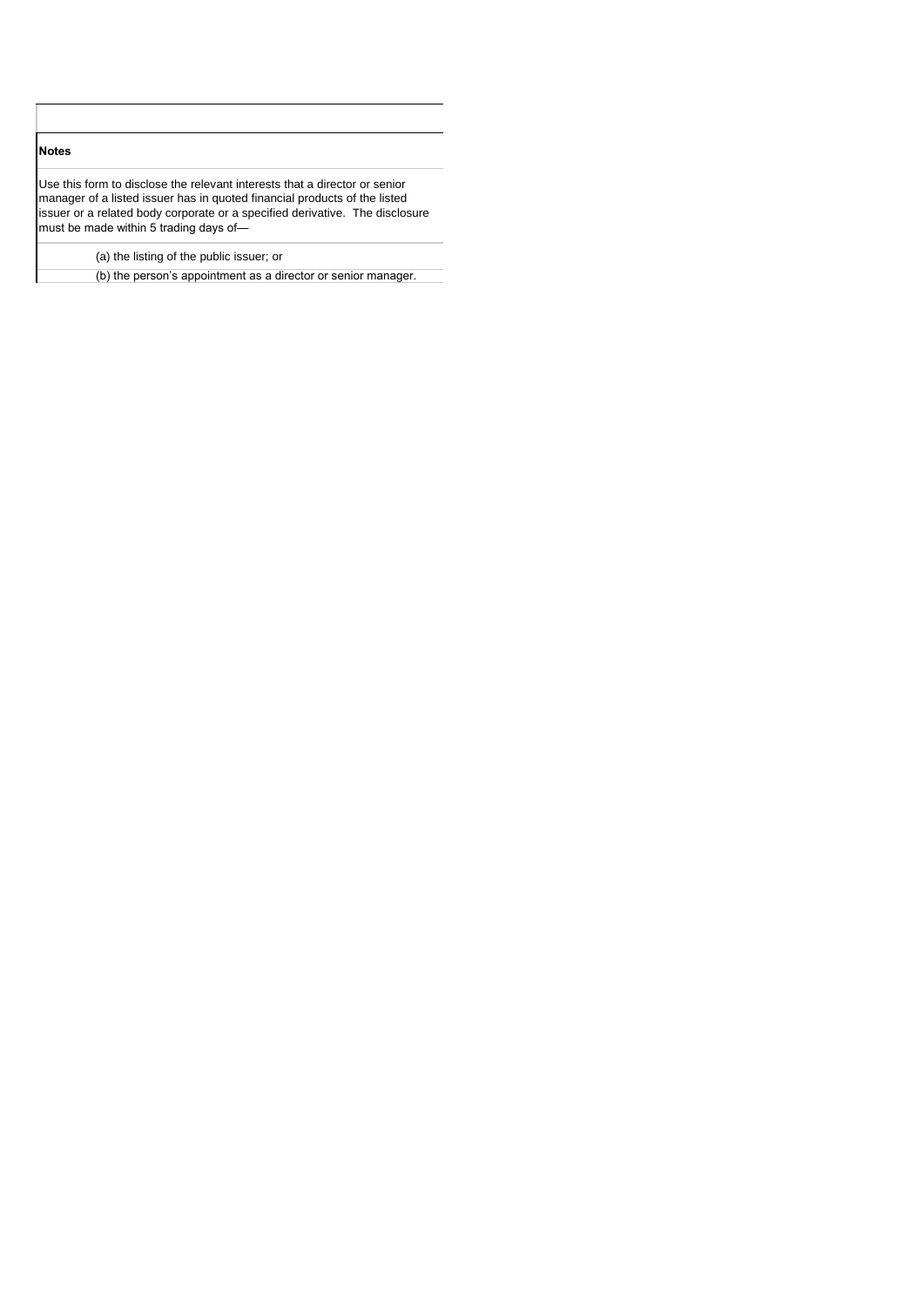**Notes**

Use this form to disclose the relevant interests that a director or senior manager of a listed issuer has in quoted financial products of the listed issuer or a related body corporate or a specified derivative. The disclosure must be made within 5 trading days of—

(a) the listing of the public issuer; or

(b) the person's appointment as a director or senior manager.